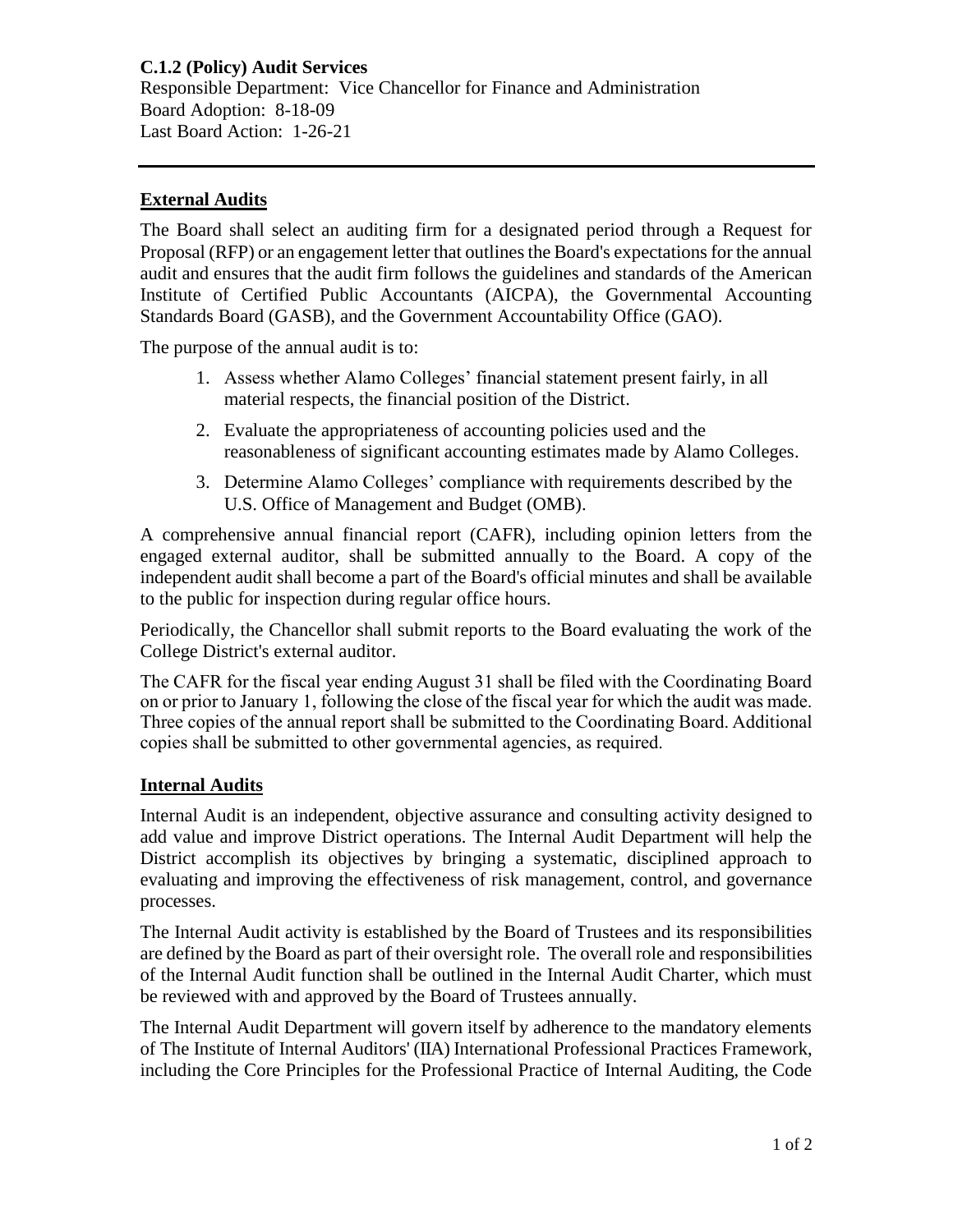**C.1.2 (Policy) Audit Services**

Responsible Department: Vice Chancellor for Finance and Administration
Board Adoption: 8-18-09
Last Board Action: 1-26-21

---

## External Audits

The Board shall select an auditing firm for a designated period through a Request for Proposal (RFP) or an engagement letter that outlines the Board's expectations for the annual audit and ensures that the audit firm follows the guidelines and standards of the American Institute of Certified Public Accountants (AICPA), the Governmental Accounting Standards Board (GASB), and the Government Accountability Office (GAO).

The purpose of the annual audit is to:

1. Assess whether Alamo Colleges' financial statement present fairly, in all material respects, the financial position of the District.
2. Evaluate the appropriateness of accounting policies used and the reasonableness of significant accounting estimates made by Alamo Colleges.
3. Determine Alamo Colleges' compliance with requirements described by the U.S. Office of Management and Budget (OMB).

A comprehensive annual financial report (CAFR), including opinion letters from the engaged external auditor, shall be submitted annually to the Board. A copy of the independent audit shall become a part of the Board's official minutes and shall be available to the public for inspection during regular office hours.

Periodically, the Chancellor shall submit reports to the Board evaluating the work of the College District's external auditor.

The CAFR for the fiscal year ending August 31 shall be filed with the Coordinating Board on or prior to January 1, following the close of the fiscal year for which the audit was made. Three copies of the annual report shall be submitted to the Coordinating Board. Additional copies shall be submitted to other governmental agencies, as required.

## Internal Audits

Internal Audit is an independent, objective assurance and consulting activity designed to add value and improve District operations. The Internal Audit Department will help the District accomplish its objectives by bringing a systematic, disciplined approach to evaluating and improving the effectiveness of risk management, control, and governance processes.

The Internal Audit activity is established by the Board of Trustees and its responsibilities are defined by the Board as part of their oversight role. The overall role and responsibilities of the Internal Audit function shall be outlined in the Internal Audit Charter, which must be reviewed with and approved by the Board of Trustees annually.

The Internal Audit Department will govern itself by adherence to the mandatory elements of The Institute of Internal Auditors' (IIA) International Professional Practices Framework, including the Core Principles for the Professional Practice of Internal Auditing, the Code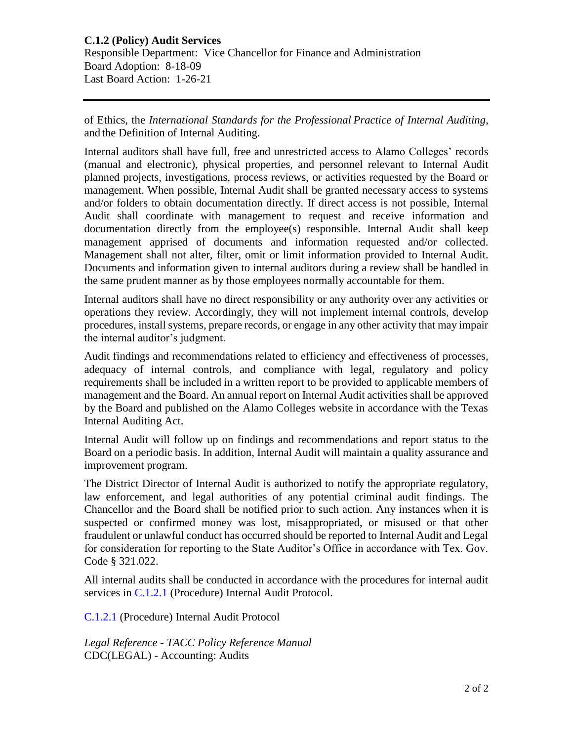of Ethics, the *International Standards for the Professional Practice of Internal Auditing*, and the Definition of Internal Auditing.

Internal auditors shall have full, free and unrestricted access to Alamo Colleges' records (manual and electronic), physical properties, and personnel relevant to Internal Audit planned projects, investigations, process reviews, or activities requested by the Board or management. When possible, Internal Audit shall be granted necessary access to systems and/or folders to obtain documentation directly. If direct access is not possible, Internal Audit shall coordinate with management to request and receive information and documentation directly from the employee(s) responsible. Internal Audit shall keep management apprised of documents and information requested and/or collected. Management shall not alter, filter, omit or limit information provided to Internal Audit. Documents and information given to internal auditors during a review shall be handled in the same prudent manner as by those employees normally accountable for them.

Internal auditors shall have no direct responsibility or any authority over any activities or operations they review. Accordingly, they will not implement internal controls, develop procedures, install systems, prepare records, or engage in any other activity that may impair the internal auditor's judgment.

Audit findings and recommendations related to efficiency and effectiveness of processes, adequacy of internal controls, and compliance with legal, regulatory and policy requirements shall be included in a written report to be provided to applicable members of management and the Board. An annual report on Internal Audit activities shall be approved by the Board and published on the Alamo Colleges website in accordance with the Texas Internal Auditing Act.

Internal Audit will follow up on findings and recommendations and report status to the Board on a periodic basis. In addition, Internal Audit will maintain a quality assurance and improvement program.

The District Director of Internal Audit is authorized to notify the appropriate regulatory, law enforcement, and legal authorities of any potential criminal audit findings. The Chancellor and the Board shall be notified prior to such action. Any instances when it is suspected or confirmed money was lost, misappropriated, or misused or that other fraudulent or unlawful conduct has occurred should be reported to Internal Audit and Legal for consideration for reporting to the State Auditor's Office in accordance with Tex. Gov. Code § 321.022.

All internal audits shall be conducted in accordance with the procedures for internal audit services in C.1.2.1 (Procedure) Internal Audit Protocol.

C.1.2.1 (Procedure) Internal Audit Protocol

*Legal Reference - TACC Policy Reference Manual*
CDC(LEGAL) - Accounting: Audits